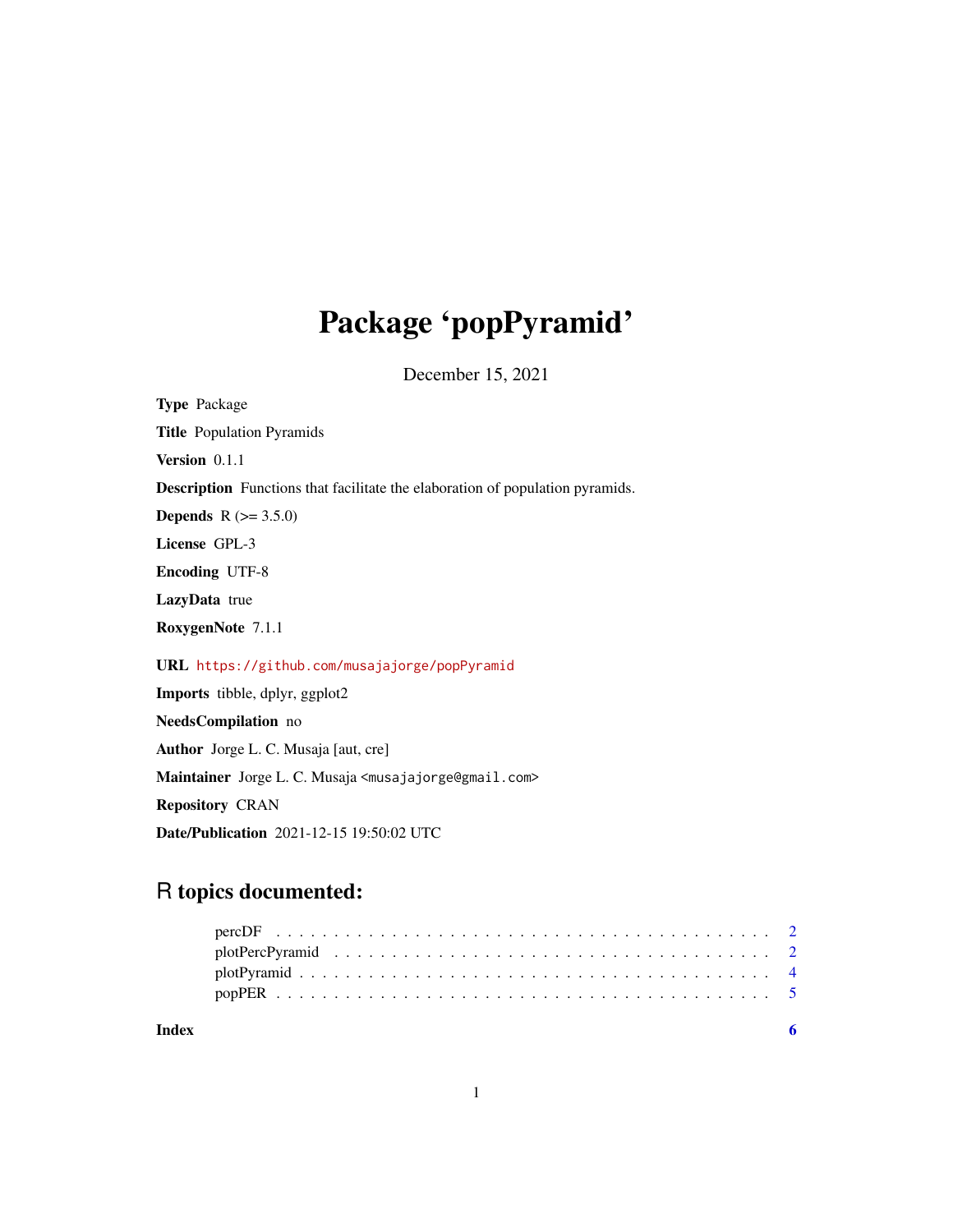# Package 'popPyramid'

December 15, 2021

**Type** Package

**Title** Population Pyramids

**Version** 0.1.1

**Description** Functions that facilitate the elaboration of population pyramids.

**Depends** R (>= 3.5.0)

**License** GPL-3

**Encoding** UTF-8

**LazyData** true

**RoxygenNote** 7.1.1

**URL** https://github.com/musajajorge/popPyramid

**Imports** tibble, dplyr, ggplot2

**NeedsCompilation** no

**Author** Jorge L. C. Musaja [aut, cre]

**Maintainer** Jorge L. C. Musaja <musajajorge@gmail.com>

**Repository** CRAN

**Date/Publication** 2021-12-15 19:50:02 UTC

## R topics documented:

- percDF . . . . . . . . . . . . . . . . . . . . . . . . . . . . . . . . . . . . . . . . 2
- plotPercPyramid . . . . . . . . . . . . . . . . . . . . . . . . . . . . . . . . . . . 2
- plotPyramid . . . . . . . . . . . . . . . . . . . . . . . . . . . . . . . . . . . . . 4
- popPER . . . . . . . . . . . . . . . . . . . . . . . . . . . . . . . . . . . . . . . 5

**Index** 6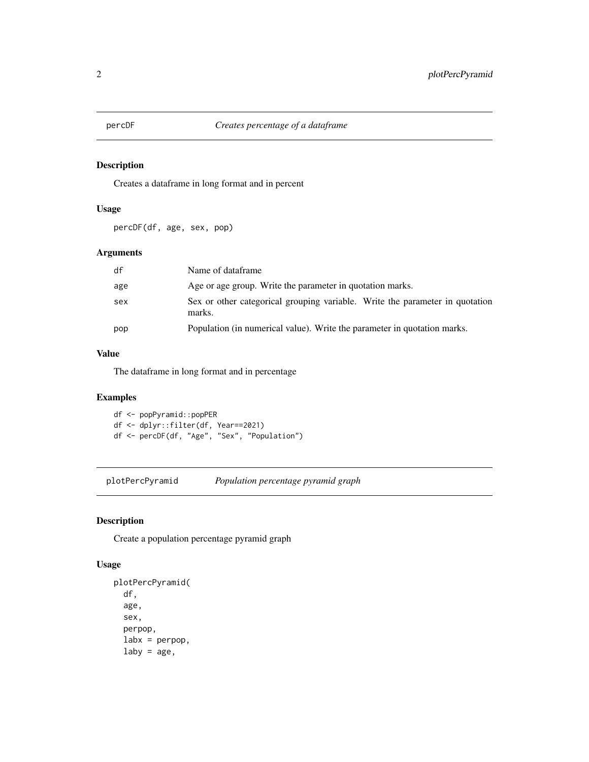## percDF — *Creates percentage of a dataframe*

### Description

Creates a dataframe in long format and in percent

### Usage

```
percDF(df, age, sex, pop)
```

### Arguments

| | |
|---|---|
| df | Name of dataframe |
| age | Age or age group. Write the parameter in quotation marks. |
| sex | Sex or other categorical grouping variable. Write the parameter in quotation marks. |
| pop | Population (in numerical value). Write the parameter in quotation marks. |

### Value

The dataframe in long format and in percentage

### Examples

```
df <- popPyramid::popPER
df <- dplyr::filter(df, Year==2021)
df <- percDF(df, "Age", "Sex", "Population")
```

## plotPercPyramid — *Population percentage pyramid graph*

### Description

Create a population percentage pyramid graph

### Usage

```
plotPercPyramid(
  df,
  age,
  sex,
  perpop,
  labx = perpop,
  laby = age,
```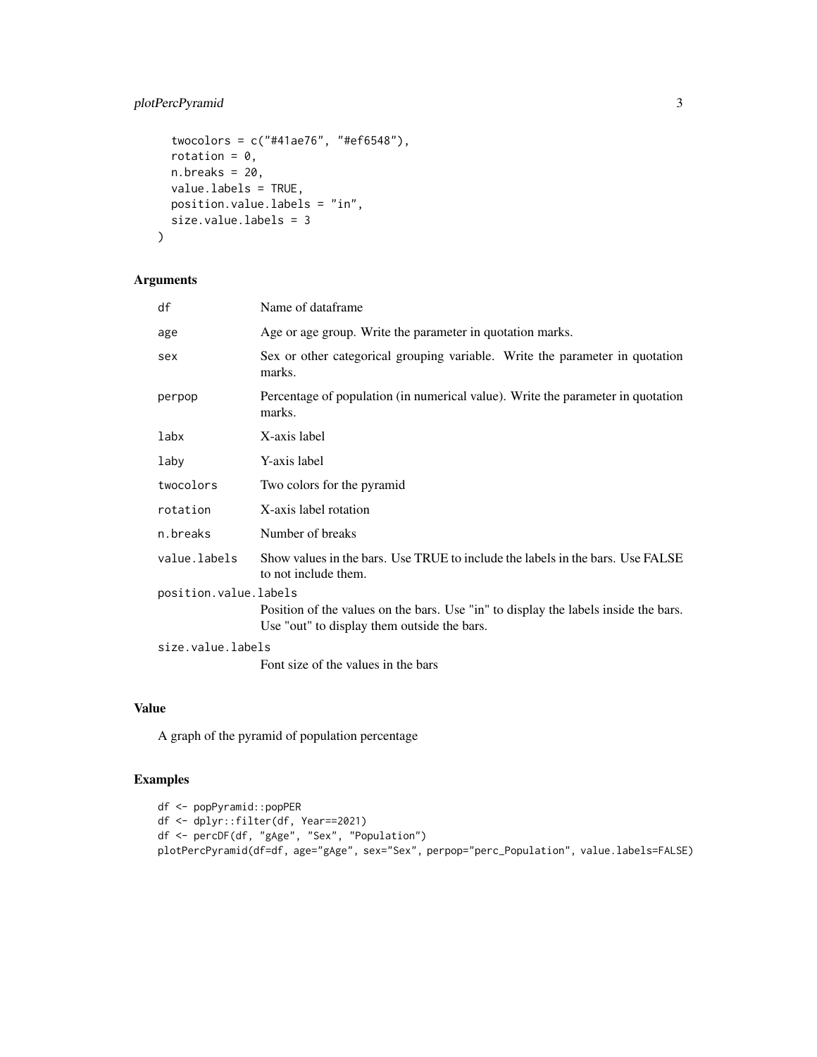```
  twocolors = c("#41ae76", "#ef6548"),
  rotation = 0,
  n.breaks = 20,
  value.labels = TRUE,
  position.value.labels = "in",
  size.value.labels = 3
)
```

## Arguments

| | |
|---|---|
| df | Name of dataframe |
| age | Age or age group. Write the parameter in quotation marks. |
| sex | Sex or other categorical grouping variable. Write the parameter in quotation marks. |
| perpop | Percentage of population (in numerical value). Write the parameter in quotation marks. |
| labx | X-axis label |
| laby | Y-axis label |
| twocolors | Two colors for the pyramid |
| rotation | X-axis label rotation |
| n.breaks | Number of breaks |
| value.labels | Show values in the bars. Use TRUE to include the labels in the bars. Use FALSE to not include them. |
| position.value.labels | Position of the values on the bars. Use "in" to display the labels inside the bars. Use "out" to display them outside the bars. |
| size.value.labels | Font size of the values in the bars |

## Value

A graph of the pyramid of population percentage

## Examples

```
df <- popPyramid::popPER
df <- dplyr::filter(df, Year==2021)
df <- percDF(df, "gAge", "Sex", "Population")
plotPercPyramid(df=df, age="gAge", sex="Sex", perpop="perc_Population", value.labels=FALSE)
```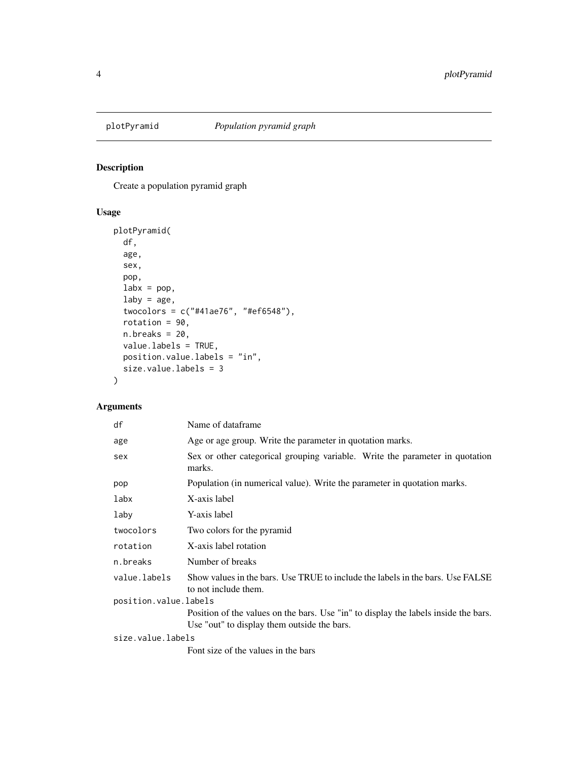# plotPyramid *Population pyramid graph*

## Description

Create a population pyramid graph

## Usage

```
plotPyramid(
  df,
  age,
  sex,
  pop,
  labx = pop,
  laby = age,
  twocolors = c("#41ae76", "#ef6548"),
  rotation = 90,
  n.breaks = 20,
  value.labels = TRUE,
  position.value.labels = "in",
  size.value.labels = 3
)
```

## Arguments

| | |
|---|---|
| `df` | Name of dataframe |
| `age` | Age or age group. Write the parameter in quotation marks. |
| `sex` | Sex or other categorical grouping variable. Write the parameter in quotation marks. |
| `pop` | Population (in numerical value). Write the parameter in quotation marks. |
| `labx` | X-axis label |
| `laby` | Y-axis label |
| `twocolors` | Two colors for the pyramid |
| `rotation` | X-axis label rotation |
| `n.breaks` | Number of breaks |
| `value.labels` | Show values in the bars. Use TRUE to include the labels in the bars. Use FALSE to not include them. |
| `position.value.labels` | Position of the values on the bars. Use "in" to display the labels inside the bars. Use "out" to display them outside the bars. |
| `size.value.labels` | Font size of the values in the bars |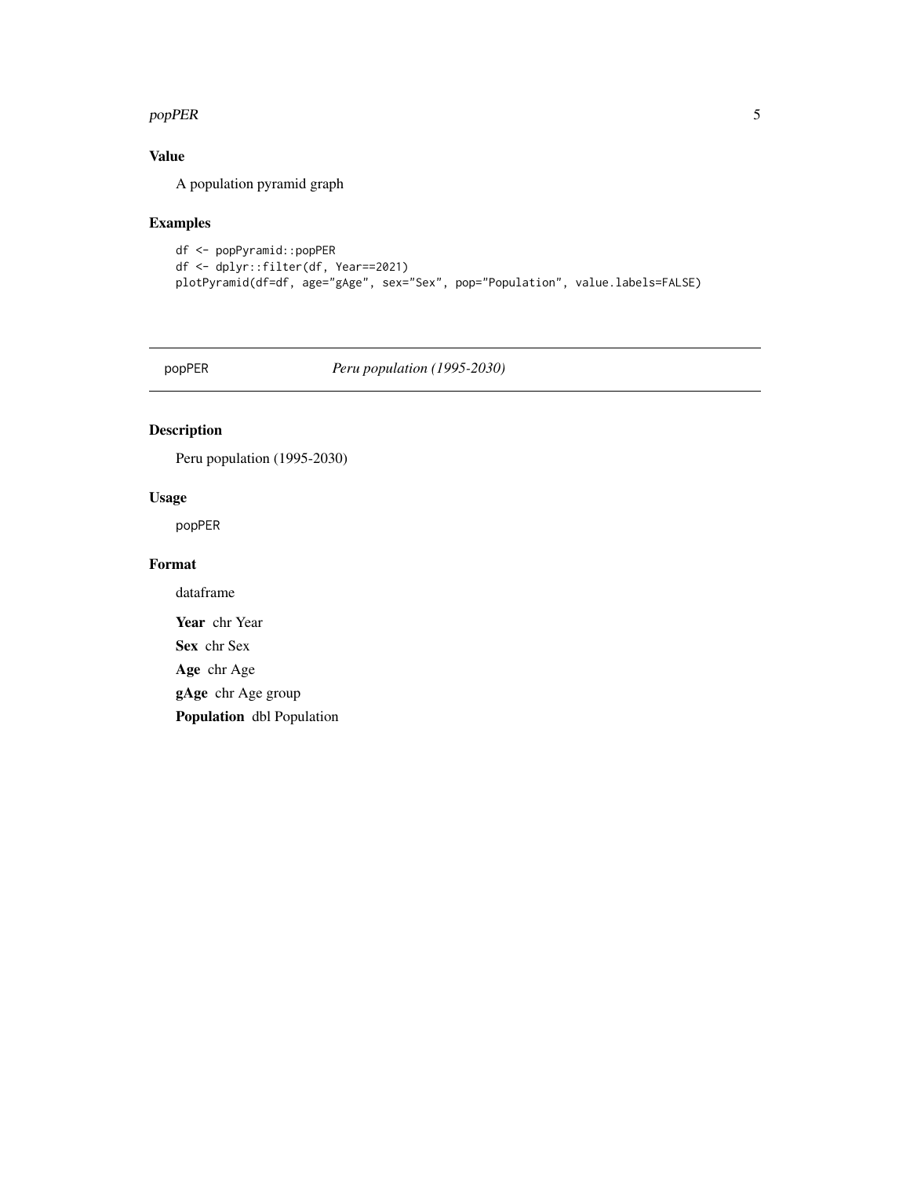### Value

A population pyramid graph

### Examples

```
df <- popPyramid::popPER
df <- dplyr::filter(df, Year==2021)
plotPyramid(df=df, age="gAge", sex="Sex", pop="Population", value.labels=FALSE)
```

---

## popPER *Peru population (1995-2030)*

---

### Description

Peru population (1995-2030)

### Usage

```
popPER
```

### Format

dataframe

**Year** chr Year

**Sex** chr Sex

**Age** chr Age

**gAge** chr Age group

**Population** dbl Population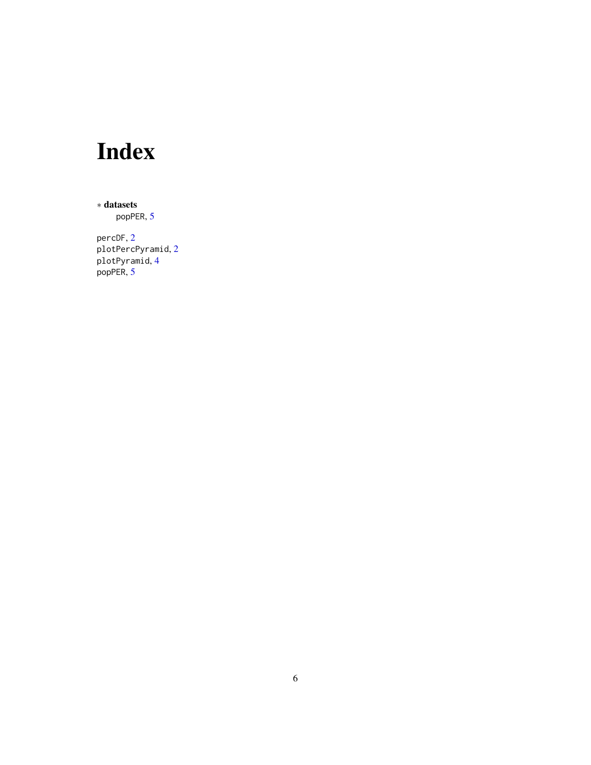# Index

* **datasets**
    - popPER, 5

percDF, 2
plotPercPyramid, 2
plotPyramid, 4
popPER, 5